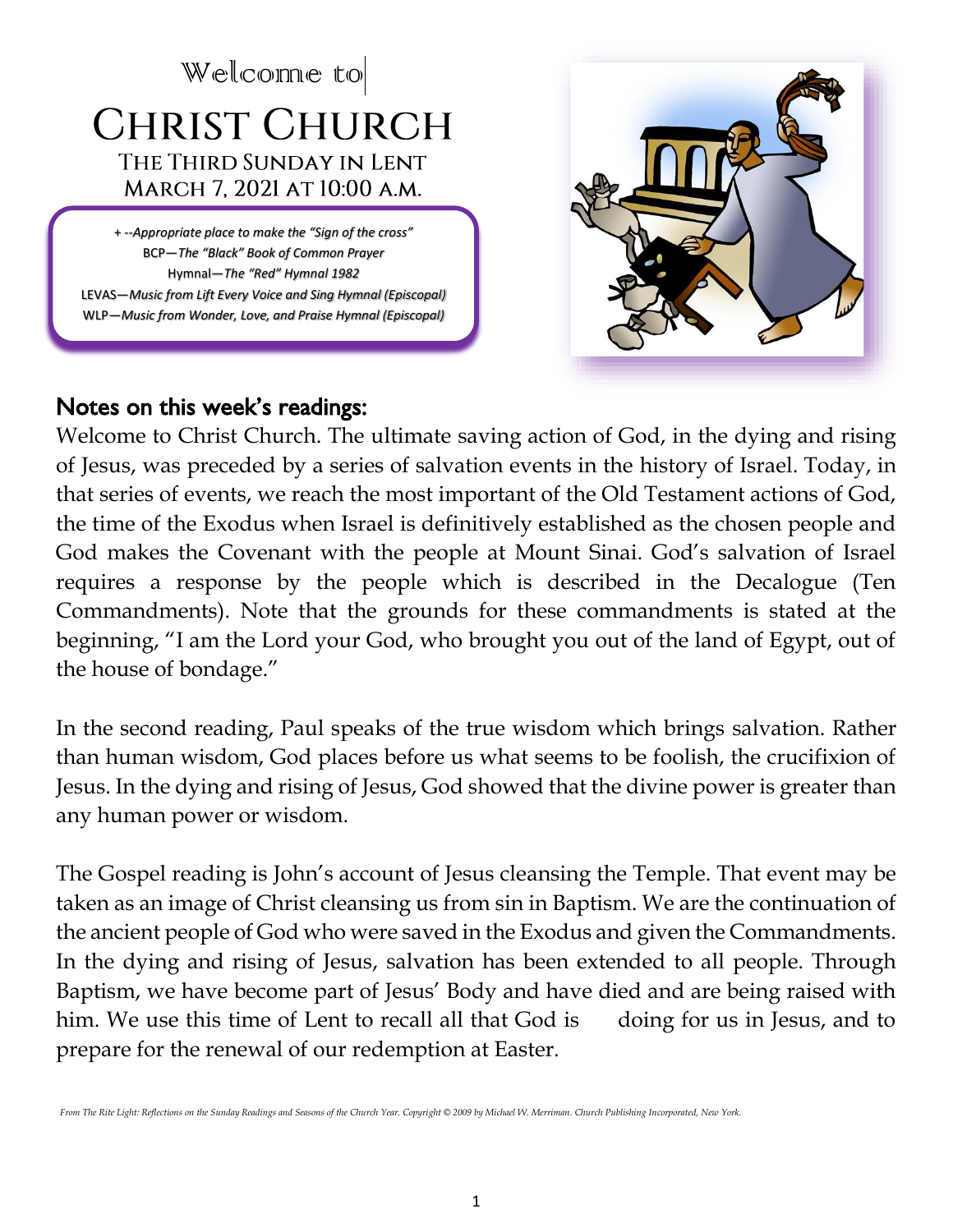Welcome to

# Christ Church

## The Third Sunday in Lent
## March 7, 2021 at 10:00 a.m.

+ --*Appropriate place to make the "Sign of the cross"*
BCP—*The "Black" Book of Common Prayer*
Hymnal—*The "Red" Hymnal 1982*
LEVAS—*Music from Lift Every Voice and Sing Hymnal (Episcopal)*
WLP—*Music from Wonder, Love, and Praise Hymnal (Episcopal)*

## Notes on this week's readings:

Welcome to Christ Church. The ultimate saving action of God, in the dying and rising of Jesus, was preceded by a series of salvation events in the history of Israel. Today, in that series of events, we reach the most important of the Old Testament actions of God, the time of the Exodus when Israel is definitively established as the chosen people and God makes the Covenant with the people at Mount Sinai. God's salvation of Israel requires a response by the people which is described in the Decalogue (Ten Commandments). Note that the grounds for these commandments is stated at the beginning, "I am the Lord your God, who brought you out of the land of Egypt, out of the house of bondage."

In the second reading, Paul speaks of the true wisdom which brings salvation. Rather than human wisdom, God places before us what seems to be foolish, the crucifixion of Jesus. In the dying and rising of Jesus, God showed that the divine power is greater than any human power or wisdom.

The Gospel reading is John's account of Jesus cleansing the Temple. That event may be taken as an image of Christ cleansing us from sin in Baptism. We are the continuation of the ancient people of God who were saved in the Exodus and given the Commandments. In the dying and rising of Jesus, salvation has been extended to all people. Through Baptism, we have become part of Jesus' Body and have died and are being raised with him. We use this time of Lent to recall all that God is doing for us in Jesus, and to prepare for the renewal of our redemption at Easter.

*From The Rite Light: Reflections on the Sunday Readings and Seasons of the Church Year. Copyright © 2009 by Michael W. Merriman. Church Publishing Incorporated, New York.*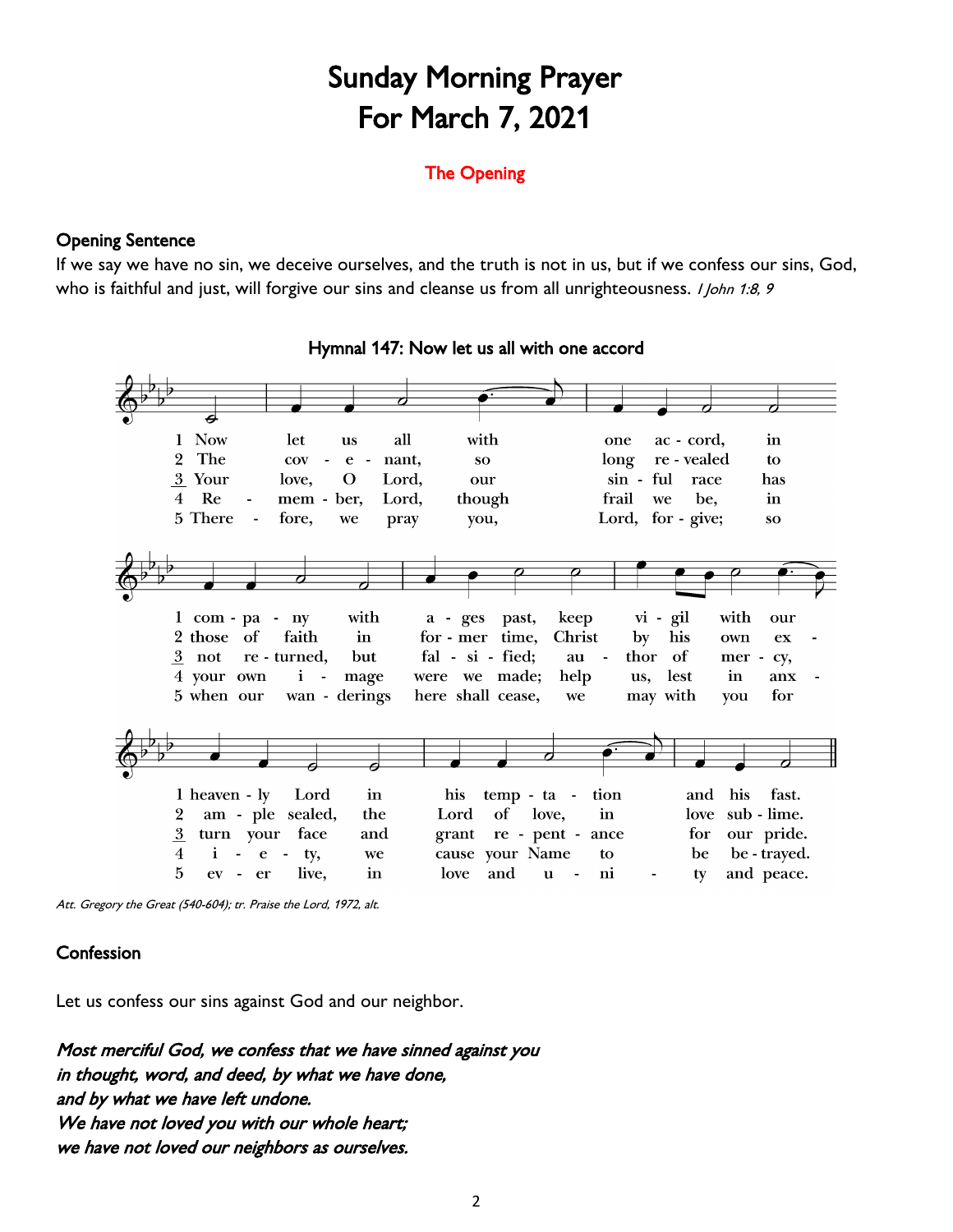# Sunday Morning Prayer
# For March 7, 2021

## The Opening

### Opening Sentence

If we say we have no sin, we deceive ourselves, and the truth is not in us, but if we confess our sins, God, who is faithful and just, will forgive our sins and cleanse us from all unrighteousness. *I John 1:8, 9*

### Hymnal 147: Now let us all with one accord

1 Now let us all with one accord in company with ages past, keep vigil with our heavenly Lord in his temptation and his fast.

2 The covenant, so long revealed to those of faith in former time, Christ by his own example sealed, the Lord of love, in love sublime.

3 Your love, O Lord, our sinful race has not returned, but falsified; author of mercy, turn your face and grant repentance for our pride.

4 Remember, Lord, though frail we be, in your own image were we made; help us, lest in anxiety we cause your Name to be betrayed.

5 Therefore, we pray you, Lord, forgive; so when our wanderings here shall cease, we may with you for ever live, in love and unity and peace.

*Att. Gregory the Great (540-604); tr. Praise the Lord, 1972, alt.*

### Confession

Let us confess our sins against God and our neighbor.

***Most merciful God, we confess that we have sinned against you***
***in thought, word, and deed, by what we have done,***
***and by what we have left undone.***
***We have not loved you with our whole heart;***
***we have not loved our neighbors as ourselves.***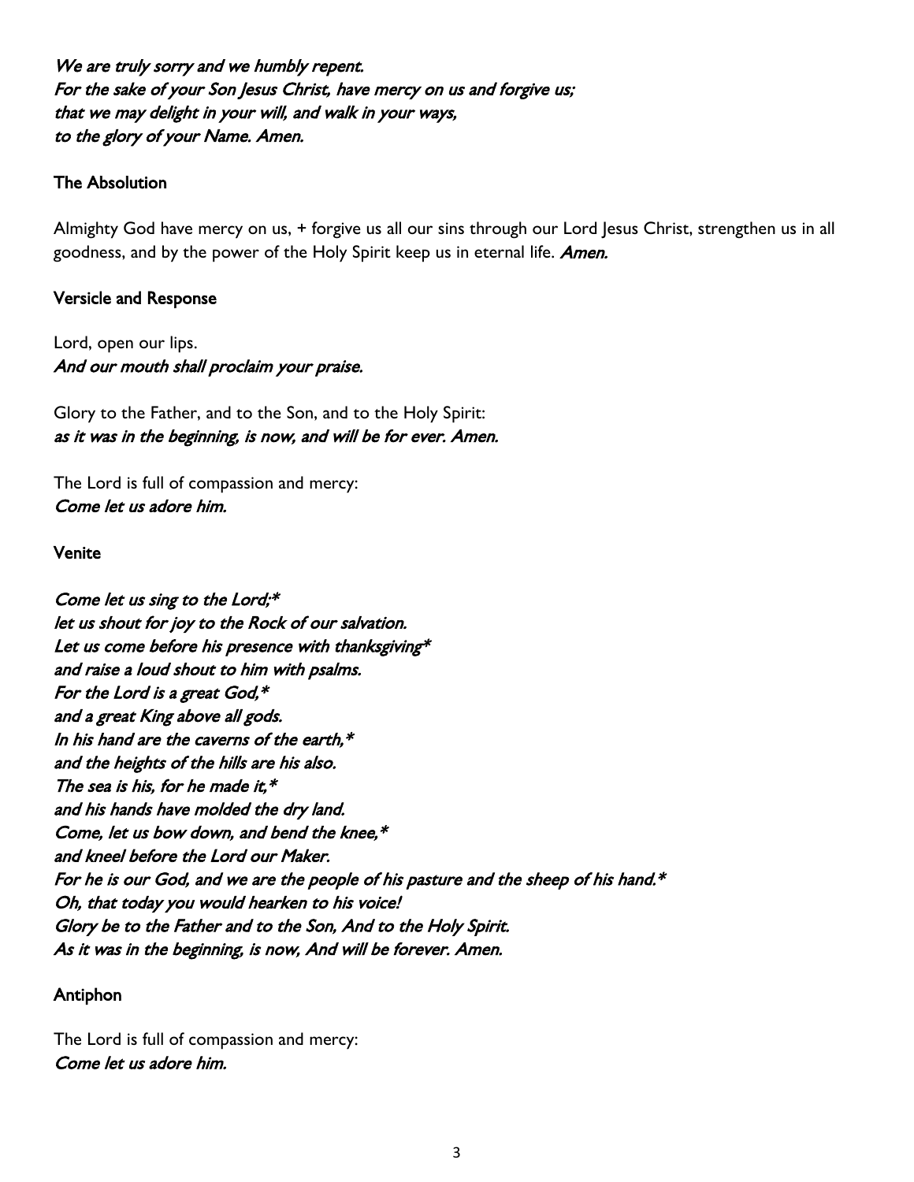*We are truly sorry and we humbly repent.*
*For the sake of your Son Jesus Christ, have mercy on us and forgive us;*
*that we may delight in your will, and walk in your ways,*
*to the glory of your Name. Amen.*

**The Absolution**

Almighty God have mercy on us, + forgive us all our sins through our Lord Jesus Christ, strengthen us in all goodness, and by the power of the Holy Spirit keep us in eternal life. ***Amen.***

**Versicle and Response**

Lord, open our lips.
***And our mouth shall proclaim your praise.***

Glory to the Father, and to the Son, and to the Holy Spirit:
***as it was in the beginning, is now, and will be for ever. Amen.***

The Lord is full of compassion and mercy:
***Come let us adore him.***

**Venite**

***Come let us sing to the Lord;****
***let us shout for joy to the Rock of our salvation.***
***Let us come before his presence with thanksgiving****
***and raise a loud shout to him with psalms.***
***For the Lord is a great God,****
***and a great King above all gods.***
***In his hand are the caverns of the earth,****
***and the heights of the hills are his also.***
***The sea is his, for he made it,****
***and his hands have molded the dry land.***
***Come, let us bow down, and bend the knee,****
***and kneel before the Lord our Maker.***
***For he is our God, and we are the people of his pasture and the sheep of his hand.****
***Oh, that today you would hearken to his voice!***
***Glory be to the Father and to the Son, And to the Holy Spirit.***
***As it was in the beginning, is now, And will be forever. Amen.***

**Antiphon**

The Lord is full of compassion and mercy:
***Come let us adore him.***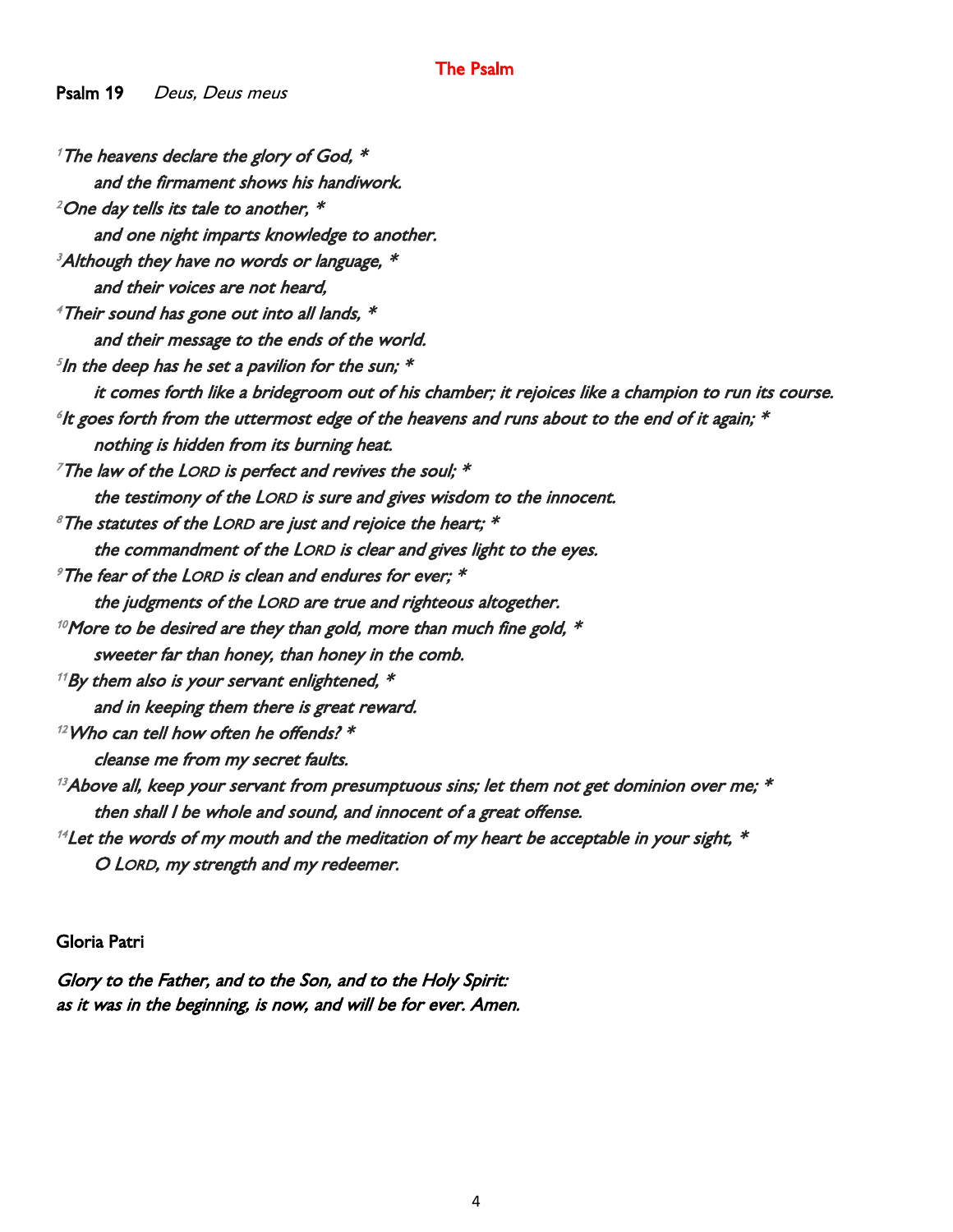## The Psalm

**Psalm 19** *Deus, Deus meus*

[1]*The heavens declare the glory of God, \**
*and the firmament shows his handiwork.*
[2]*One day tells its tale to another, \**
*and one night imparts knowledge to another.*
[3]*Although they have no words or language, \**
*and their voices are not heard,*
[4]*Their sound has gone out into all lands, \**
*and their message to the ends of the world.*
[5]*In the deep has he set a pavilion for the sun; \**
*it comes forth like a bridegroom out of his chamber; it rejoices like a champion to run its course.*
[6]*It goes forth from the uttermost edge of the heavens and runs about to the end of it again; \**
*nothing is hidden from its burning heat.*
[7]*The law of the LORD is perfect and revives the soul; \**
*the testimony of the LORD is sure and gives wisdom to the innocent.*
[8]*The statutes of the LORD are just and rejoice the heart; \**
*the commandment of the LORD is clear and gives light to the eyes.*
[9]*The fear of the LORD is clean and endures for ever; \**
*the judgments of the LORD are true and righteous altogether.*
[10]*More to be desired are they than gold, more than much fine gold, \**
*sweeter far than honey, than honey in the comb.*
[11]*By them also is your servant enlightened, \**
*and in keeping them there is great reward.*
[12]*Who can tell how often he offends? \**
*cleanse me from my secret faults.*
[13]*Above all, keep your servant from presumptuous sins; let them not get dominion over me; \**
*then shall I be whole and sound, and innocent of a great offense.*
[14]*Let the words of my mouth and the meditation of my heart be acceptable in your sight, \**
*O LORD, my strength and my redeemer.*

**Gloria Patri**

*Glory to the Father, and to the Son, and to the Holy Spirit:*
*as it was in the beginning, is now, and will be for ever. Amen.*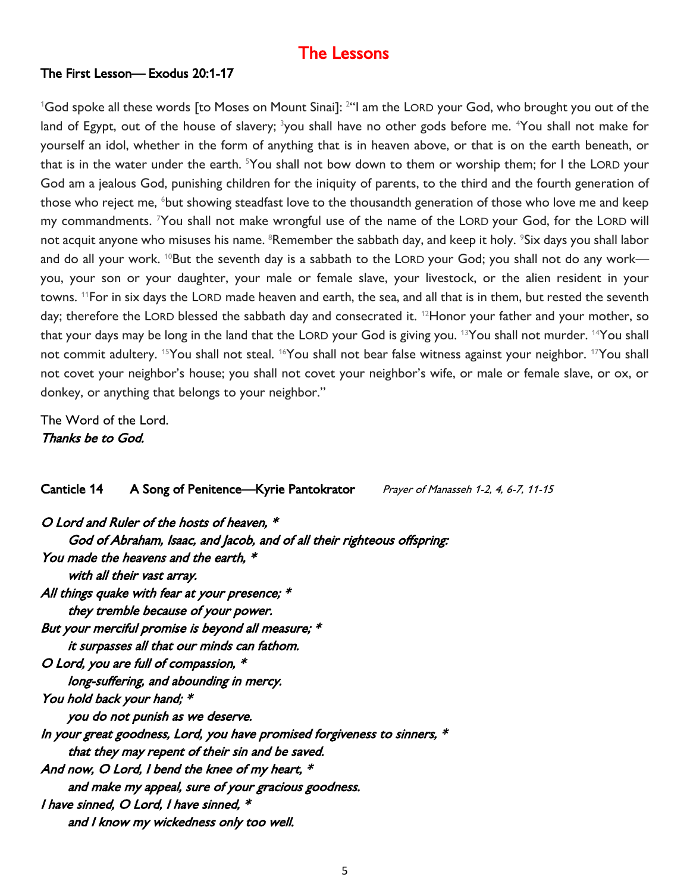# The Lessons

## The First Lesson— Exodus 20:1-17

[1]God spoke all these words [to Moses on Mount Sinai]: [2]"I am the LORD your God, who brought you out of the land of Egypt, out of the house of slavery; [3]you shall have no other gods before me. [4]You shall not make for yourself an idol, whether in the form of anything that is in heaven above, or that is on the earth beneath, or that is in the water under the earth. [5]You shall not bow down to them or worship them; for I the LORD your God am a jealous God, punishing children for the iniquity of parents, to the third and the fourth generation of those who reject me, [6]but showing steadfast love to the thousandth generation of those who love me and keep my commandments. [7]You shall not make wrongful use of the name of the LORD your God, for the LORD will not acquit anyone who misuses his name. [8]Remember the sabbath day, and keep it holy. [9]Six days you shall labor and do all your work. [10]But the seventh day is a sabbath to the LORD your God; you shall not do any work—you, your son or your daughter, your male or female slave, your livestock, or the alien resident in your towns. [11]For in six days the LORD made heaven and earth, the sea, and all that is in them, but rested the seventh day; therefore the LORD blessed the sabbath day and consecrated it. [12]Honor your father and your mother, so that your days may be long in the land that the LORD your God is giving you. [13]You shall not murder. [14]You shall not commit adultery. [15]You shall not steal. [16]You shall not bear false witness against your neighbor. [17]You shall not covet your neighbor's house; you shall not covet your neighbor's wife, or male or female slave, or ox, or donkey, or anything that belongs to your neighbor."

The Word of the Lord.
*Thanks be to God.*

**Canticle 14 A Song of Penitence—Kyrie Pantokrator** *Prayer of Manasseh 1-2, 4, 6-7, 11-15*

*O Lord and Ruler of the hosts of heaven, \**
*God of Abraham, Isaac, and Jacob, and of all their righteous offspring:*
*You made the heavens and the earth, \**
*with all their vast array.*
*All things quake with fear at your presence; \**
*they tremble because of your power.*
*But your merciful promise is beyond all measure; \**
*it surpasses all that our minds can fathom.*
*O Lord, you are full of compassion, \**
*long-suffering, and abounding in mercy.*
*You hold back your hand; \**
*you do not punish as we deserve.*
*In your great goodness, Lord, you have promised forgiveness to sinners, \**
*that they may repent of their sin and be saved.*
*And now, O Lord, I bend the knee of my heart, \**
*and make my appeal, sure of your gracious goodness.*
*I have sinned, O Lord, I have sinned, \**
*and I know my wickedness only too well.*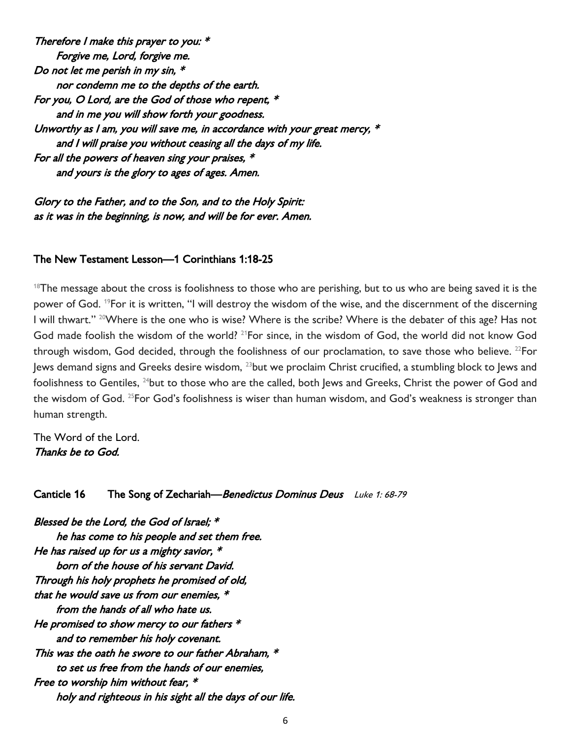*Therefore I make this prayer to you: \**
  *Forgive me, Lord, forgive me.*
*Do not let me perish in my sin, \**
  *nor condemn me to the depths of the earth.*
*For you, O Lord, are the God of those who repent, \**
  *and in me you will show forth your goodness.*
*Unworthy as I am, you will save me, in accordance with your great mercy, \**
  *and I will praise you without ceasing all the days of my life.*
*For all the powers of heaven sing your praises, \**
  *and yours is the glory to ages of ages. Amen.*

*Glory to the Father, and to the Son, and to the Holy Spirit:*
*as it was in the beginning, is now, and will be for ever. Amen.*

## The New Testament Lesson—1 Corinthians 1:18-25

[18]The message about the cross is foolishness to those who are perishing, but to us who are being saved it is the power of God. [19]For it is written, "I will destroy the wisdom of the wise, and the discernment of the discerning I will thwart." [20]Where is the one who is wise? Where is the scribe? Where is the debater of this age? Has not God made foolish the wisdom of the world? [21]For since, in the wisdom of God, the world did not know God through wisdom, God decided, through the foolishness of our proclamation, to save those who believe. [22]For Jews demand signs and Greeks desire wisdom, [23]but we proclaim Christ crucified, a stumbling block to Jews and foolishness to Gentiles, [24]but to those who are the called, both Jews and Greeks, Christ the power of God and the wisdom of God. [25]For God's foolishness is wiser than human wisdom, and God's weakness is stronger than human strength.

The Word of the Lord.
*Thanks be to God.*

## Canticle 16 The Song of Zechariah—*Benedictus Dominus Deus* *Luke 1: 68-79*

*Blessed be the Lord, the God of Israel; \**
  *he has come to his people and set them free.*
*He has raised up for us a mighty savior, \**
  *born of the house of his servant David.*
*Through his holy prophets he promised of old,*
*that he would save us from our enemies, \**
  *from the hands of all who hate us.*
*He promised to show mercy to our fathers \**
  *and to remember his holy covenant.*
*This was the oath he swore to our father Abraham, \**
  *to set us free from the hands of our enemies,*
*Free to worship him without fear, \**
  *holy and righteous in his sight all the days of our life.*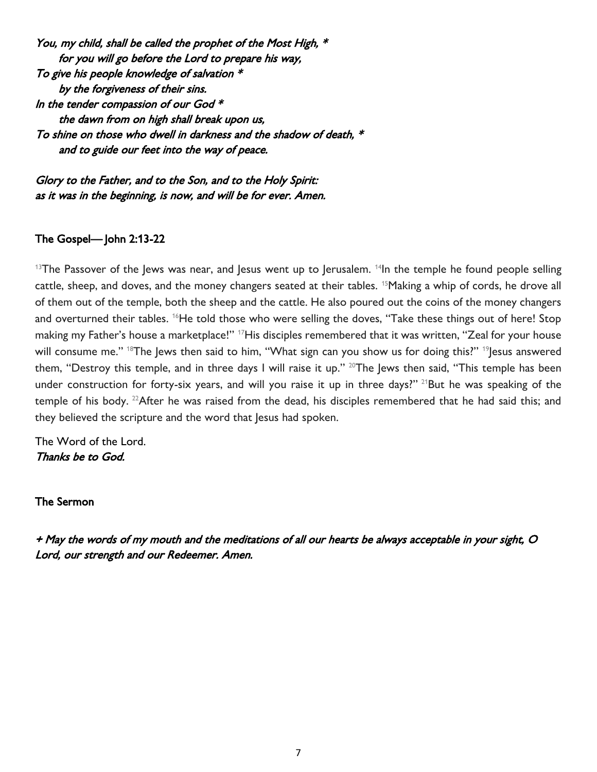*You, my child, shall be called the prophet of the Most High, **
  *for you will go before the Lord to prepare his way,*
*To give his people knowledge of salvation **
  *by the forgiveness of their sins.*
*In the tender compassion of our God **
  *the dawn from on high shall break upon us,*
*To shine on those who dwell in darkness and the shadow of death, **
  *and to guide our feet into the way of peace.*

*Glory to the Father, and to the Son, and to the Holy Spirit:*
*as it was in the beginning, is now, and will be for ever. Amen.*

**The Gospel— John 2:13-22**

[13]The Passover of the Jews was near, and Jesus went up to Jerusalem. [14]In the temple he found people selling cattle, sheep, and doves, and the money changers seated at their tables. [15]Making a whip of cords, he drove all of them out of the temple, both the sheep and the cattle. He also poured out the coins of the money changers and overturned their tables. [16]He told those who were selling the doves, "Take these things out of here! Stop making my Father's house a marketplace!" [17]His disciples remembered that it was written, "Zeal for your house will consume me." [18]The Jews then said to him, "What sign can you show us for doing this?" [19]Jesus answered them, "Destroy this temple, and in three days I will raise it up." [20]The Jews then said, "This temple has been under construction for forty-six years, and will you raise it up in three days?" [21]But he was speaking of the temple of his body. [22]After he was raised from the dead, his disciples remembered that he had said this; and they believed the scripture and the word that Jesus had spoken.

The Word of the Lord.
*Thanks be to God.*

**The Sermon**

*+ May the words of my mouth and the meditations of all our hearts be always acceptable in your sight, O Lord, our strength and our Redeemer. Amen.*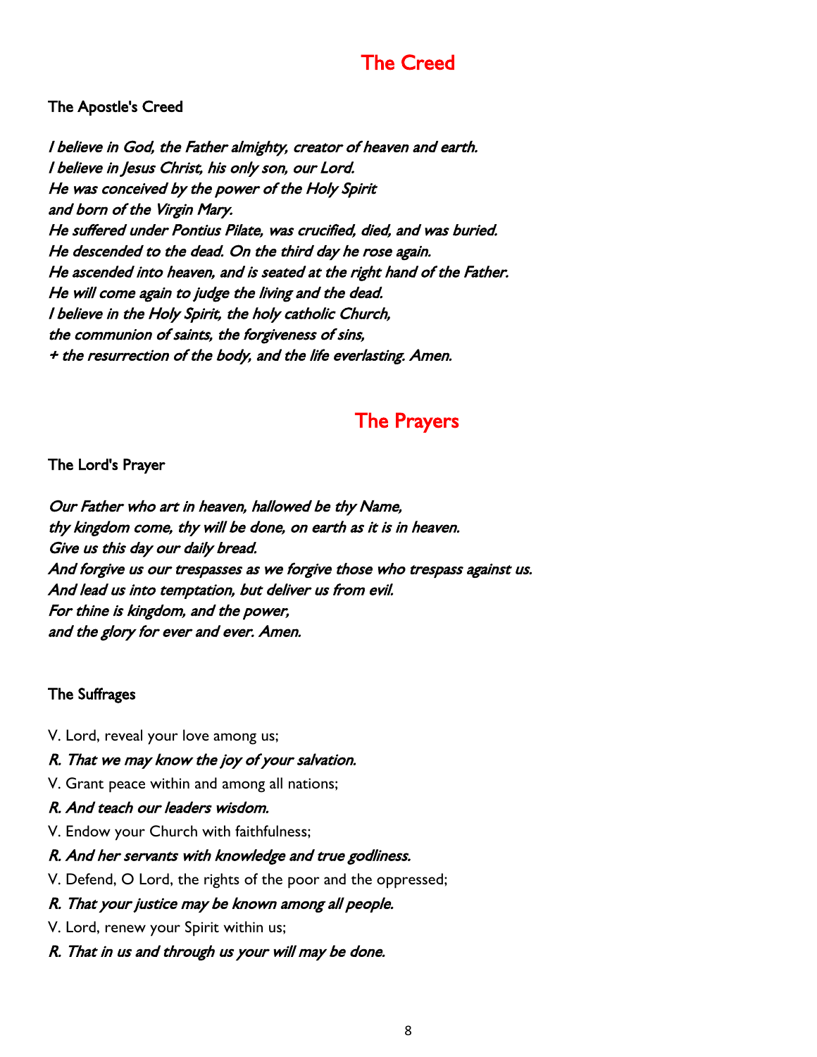# The Creed

### The Apostle's Creed

*I believe in God, the Father almighty, creator of heaven and earth.*
*I believe in Jesus Christ, his only son, our Lord.*
*He was conceived by the power of the Holy Spirit*
*and born of the Virgin Mary.*
*He suffered under Pontius Pilate, was crucified, died, and was buried.*
*He descended to the dead. On the third day he rose again.*
*He ascended into heaven, and is seated at the right hand of the Father.*
*He will come again to judge the living and the dead.*
*I believe in the Holy Spirit, the holy catholic Church,*
*the communion of saints, the forgiveness of sins,*
*+ the resurrection of the body, and the life everlasting. Amen.*

# The Prayers

### The Lord's Prayer

*Our Father who art in heaven, hallowed be thy Name,*
*thy kingdom come, thy will be done, on earth as it is in heaven.*
*Give us this day our daily bread.*
*And forgive us our trespasses as we forgive those who trespass against us.*
*And lead us into temptation, but deliver us from evil.*
*For thine is kingdom, and the power,*
*and the glory for ever and ever. Amen.*

### The Suffrages

V. Lord, reveal your love among us;

***R. That we may know the joy of your salvation.***

V. Grant peace within and among all nations;

***R. And teach our leaders wisdom.***

V. Endow your Church with faithfulness;

***R. And her servants with knowledge and true godliness.***

V. Defend, O Lord, the rights of the poor and the oppressed;

***R. That your justice may be known among all people.***

V. Lord, renew your Spirit within us;

***R. That in us and through us your will may be done.***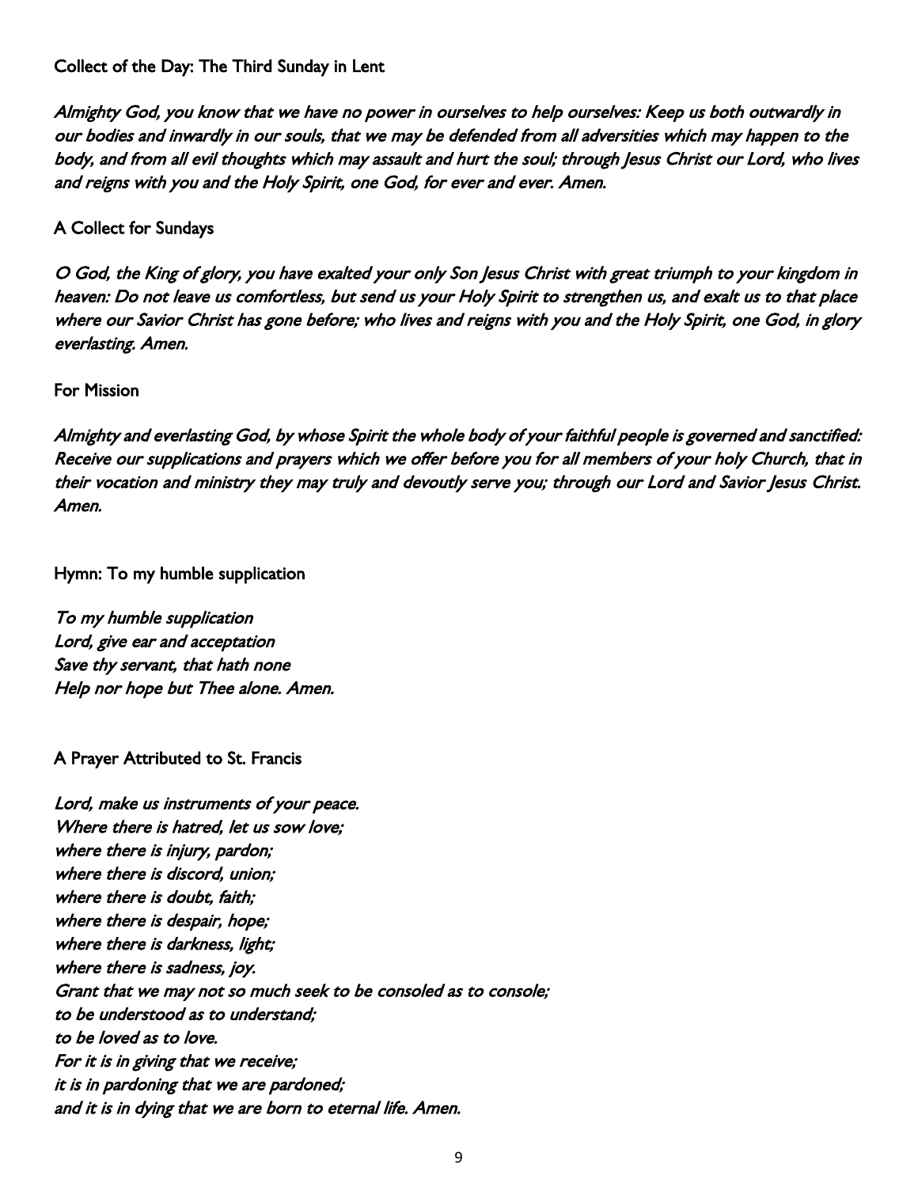Collect of the Day: The Third Sunday in Lent

*Almighty God, you know that we have no power in ourselves to help ourselves: Keep us both outwardly in our bodies and inwardly in our souls, that we may be defended from all adversities which may happen to the body, and from all evil thoughts which may assault and hurt the soul; through Jesus Christ our Lord, who lives and reigns with you and the Holy Spirit, one God, for ever and ever. Amen.*

A Collect for Sundays

*O God, the King of glory, you have exalted your only Son Jesus Christ with great triumph to your kingdom in heaven: Do not leave us comfortless, but send us your Holy Spirit to strengthen us, and exalt us to that place where our Savior Christ has gone before; who lives and reigns with you and the Holy Spirit, one God, in glory everlasting. Amen.*

For Mission

*Almighty and everlasting God, by whose Spirit the whole body of your faithful people is governed and sanctified: Receive our supplications and prayers which we offer before you for all members of your holy Church, that in their vocation and ministry they may truly and devoutly serve you; through our Lord and Savior Jesus Christ. Amen.*

Hymn: To my humble supplication

*To my humble supplication*
*Lord, give ear and acceptation*
*Save thy servant, that hath none*
*Help nor hope but Thee alone. Amen.*

A Prayer Attributed to St. Francis

*Lord, make us instruments of your peace.*
*Where there is hatred, let us sow love;*
*where there is injury, pardon;*
*where there is discord, union;*
*where there is doubt, faith;*
*where there is despair, hope;*
*where there is darkness, light;*
*where there is sadness, joy.*
*Grant that we may not so much seek to be consoled as to console;*
*to be understood as to understand;*
*to be loved as to love.*
*For it is in giving that we receive;*
*it is in pardoning that we are pardoned;*
*and it is in dying that we are born to eternal life. Amen.*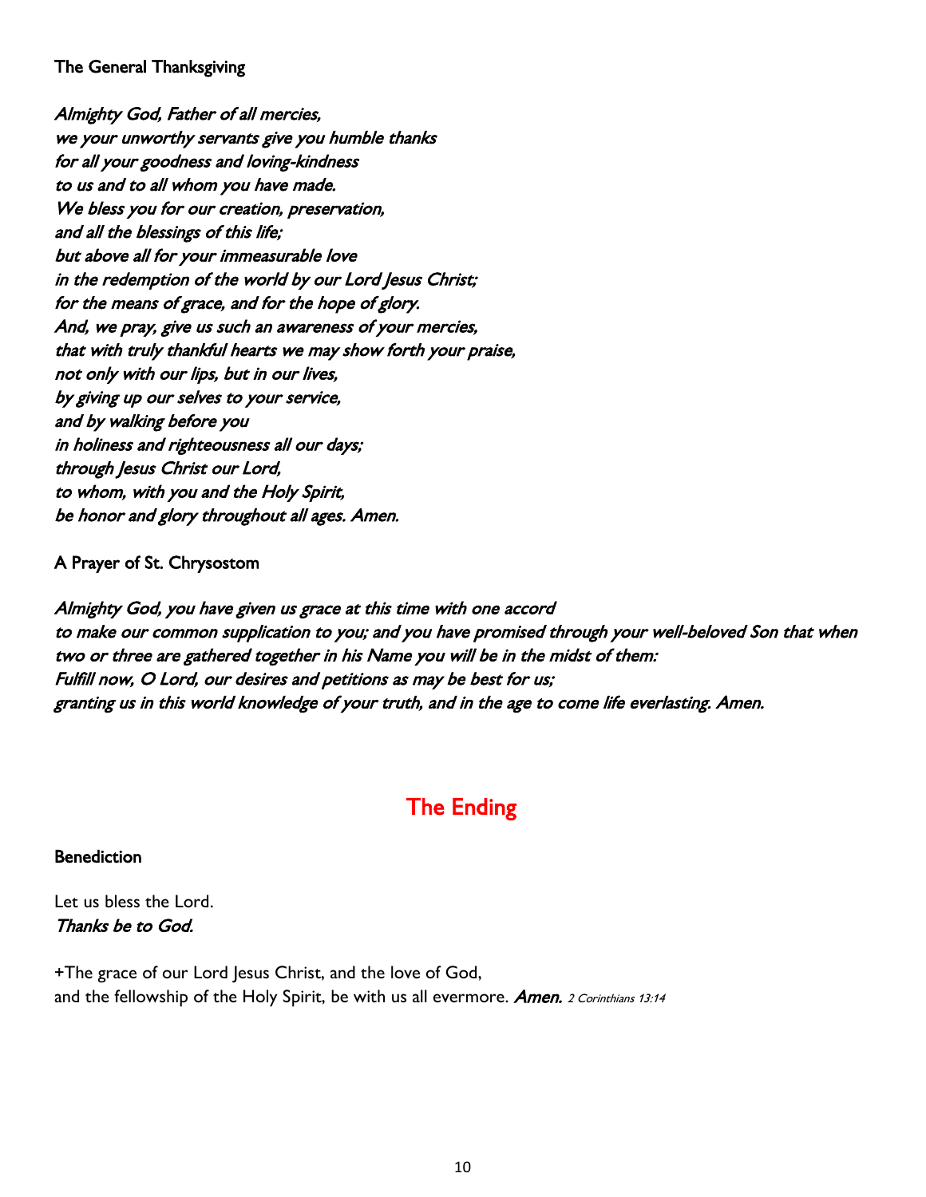**The General Thanksgiving**

*Almighty God, Father of all mercies,*
*we your unworthy servants give you humble thanks*
*for all your goodness and loving-kindness*
*to us and to all whom you have made.*
*We bless you for our creation, preservation,*
*and all the blessings of this life;*
*but above all for your immeasurable love*
*in the redemption of the world by our Lord Jesus Christ;*
*for the means of grace, and for the hope of glory.*
*And, we pray, give us such an awareness of your mercies,*
*that with truly thankful hearts we may show forth your praise,*
*not only with our lips, but in our lives,*
*by giving up our selves to your service,*
*and by walking before you*
*in holiness and righteousness all our days;*
*through Jesus Christ our Lord,*
*to whom, with you and the Holy Spirit,*
*be honor and glory throughout all ages. Amen.*

**A Prayer of St. Chrysostom**

*Almighty God, you have given us grace at this time with one accord*
*to make our common supplication to you; and you have promised through your well-beloved Son that when two or three are gathered together in his Name you will be in the midst of them:*
*Fulfill now, O Lord, our desires and petitions as may be best for us;*
*granting us in this world knowledge of your truth, and in the age to come life everlasting. Amen.*

## The Ending

**Benediction**

Let us bless the Lord.
*Thanks be to God.*

+The grace of our Lord Jesus Christ, and the love of God,
and the fellowship of the Holy Spirit, be with us all evermore. *Amen.* *2 Corinthians 13:14*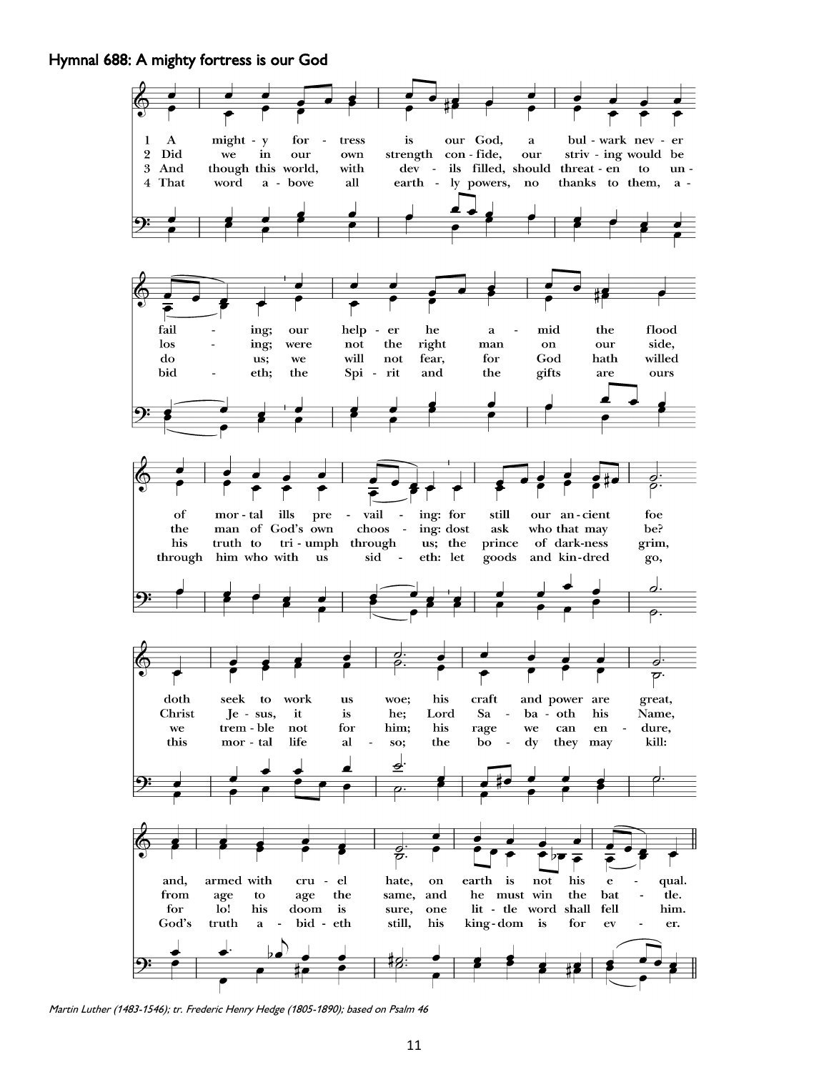## Hymnal 688: A mighty fortress is our God

1 A mighty fortress is our God, a bulwark never failing; our helper he amid the flood of mortal ills prevailing: for still our ancient foe doth seek to work us woe; his craft and power are great, and, armed with cruel hate, on earth is not his equal.

2 Did we in our own strength confide, our striving would be losing; were not the right man on our side, the man of God's own choosing: dost ask who that may be? Christ Jesus, it is he; Lord Sabaoth his Name, from age to age the same, and he must win the battle.

3 And though this world, with devils filled, should threaten to undo us; we will not fear, for God hath willed his truth to triumph through us; the prince of darkness grim, we tremble not for him; his rage we can endure, for lo! his doom is sure, one little word shall fell him.

4 That word above all earthly powers, no thanks to them, abideth; the Spirit and the gifts are ours through him who with us sideth: let goods and kindred go, this mortal life also; the body they may kill: God's truth abideth still, his kingdom is for ever.

*Martin Luther (1483-1546); tr. Frederic Henry Hedge (1805-1890); based on Psalm 46*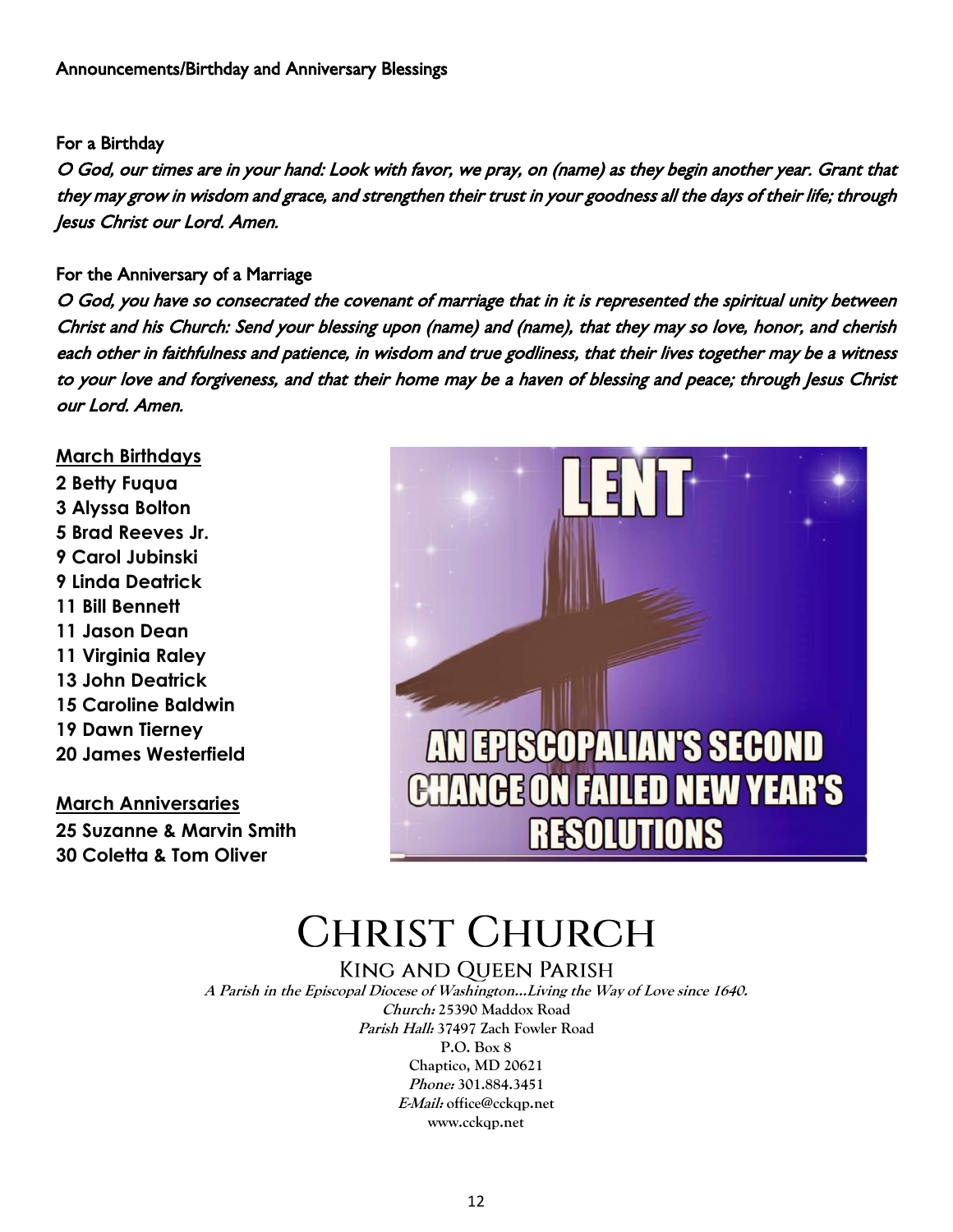Announcements/Birthday and Anniversary Blessings

For a Birthday

*O God, our times are in your hand: Look with favor, we pray, on (name) as they begin another year. Grant that they may grow in wisdom and grace, and strengthen their trust in your goodness all the days of their life; through Jesus Christ our Lord. Amen.*

For the Anniversary of a Marriage

*O God, you have so consecrated the covenant of marriage that in it is represented the spiritual unity between Christ and his Church: Send your blessing upon (name) and (name), that they may so love, honor, and cherish each other in faithfulness and patience, in wisdom and true godliness, that their lives together may be a witness to your love and forgiveness, and that their home may be a haven of blessing and peace; through Jesus Christ our Lord. Amen.*

**March Birthdays**

**2 Betty Fuqua**
**3 Alyssa Bolton**
**5 Brad Reeves Jr.**
**9 Carol Jubinski**
**9 Linda Deatrick**
**11 Bill Bennett**
**11 Jason Dean**
**11 Virginia Raley**
**13 John Deatrick**
**15 Caroline Baldwin**
**19 Dawn Tierney**
**20 James Westerfield**

**March Anniversaries**

**25 Suzanne & Marvin Smith**
**30 Coletta & Tom Oliver**

LENT

AN EPISCOPALIAN'S SECOND CHANCE ON FAILED NEW YEAR'S RESOLUTIONS

# Christ Church

## King and Queen Parish

***A Parish in the Episcopal Diocese of Washington…Living the Way of Love since 1640.***

***Church:*** **25390 Maddox Road**
***Parish Hall:*** **37497 Zach Fowler Road**
**P.O. Box 8**
**Chaptico, MD 20621**
***Phone:*** **301.884.3451**
***E-Mail:*** **office@cckqp.net**
**www.cckqp.net**